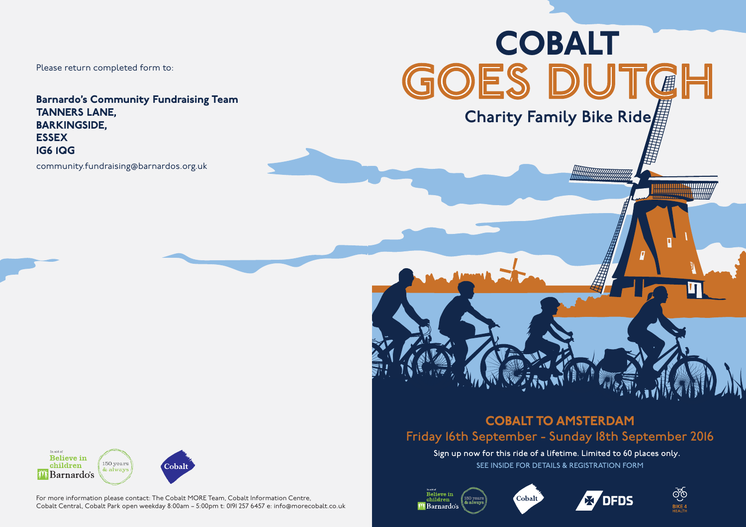Please return completed form to:

**Barnardo's Community Fundraising Team**
**TANNERS LANE,**
**BARKINGSIDE,**
**ESSEX**
**IG6 1QG**

community.fundraising@barnardos.org.uk

In aid of Believe in children Barnardo's — 150 years & always

Cobalt

For more information please contact: The Cobalt MORE Team, Cobalt Information Centre, Cobalt Central, Cobalt Park open weekday 8:00am – 5:00pm t: 0191 257 6457 e: info@morecobalt.co.uk

# COBALT GOES DUTCH

## Charity Family Bike Ride

## COBALT TO AMSTERDAM

Friday 16th September – Sunday 18th September 2016

Sign up now for this ride of a lifetime. Limited to 60 places only.

SEE INSIDE FOR DETAILS & REGISTRATION FORM

In aid of Believe in children Barnardo's — 150 years & always | Cobalt | DFDS | BIKE 4 HEALTH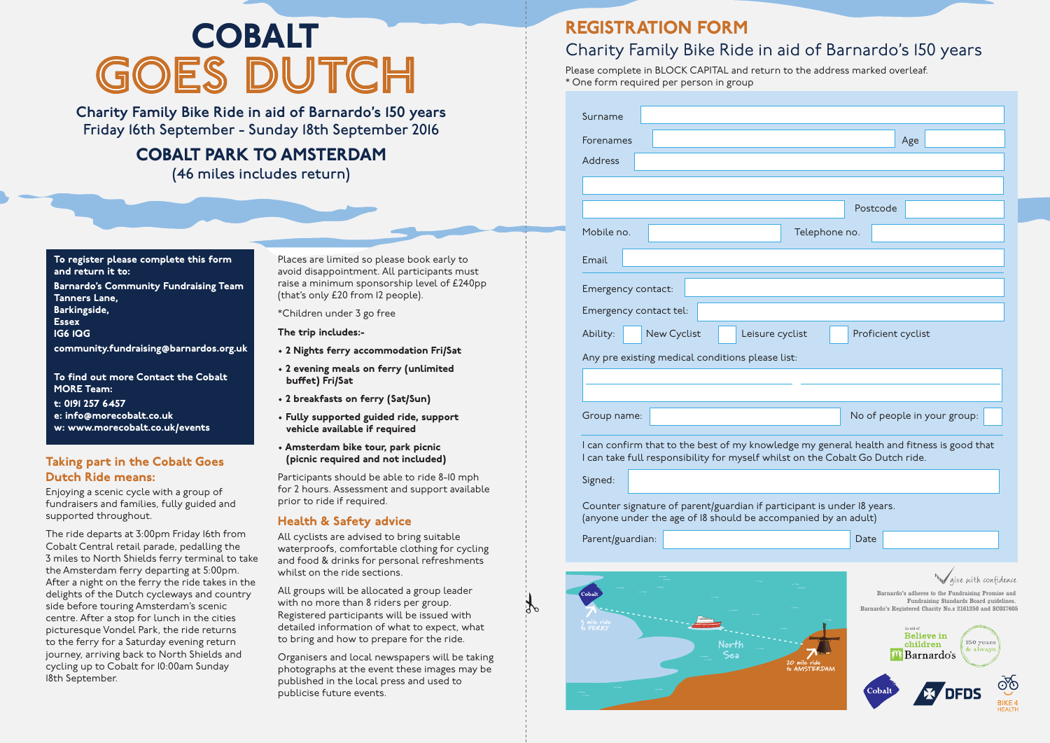# COBALT GOES DUTCH

## Charity Family Bike Ride in aid of Barnardo's 150 years

Friday 16th September - Sunday 18th September 2016

## COBALT PARK TO AMSTERDAM

(46 miles includes return)

**To register please complete this form and return it to:**

**Barnardo's Community Fundraising Team**
**Tanners Lane,**
**Barkingside,**
**Essex**
**IG6 1QG**

**community.fundraising@barnardos.org.uk**

**To find out more Contact the Cobalt MORE Team:**

**t: 0191 257 6457**
**e: info@morecobalt.co.uk**
**w: www.morecobalt.co.uk/events**

### Taking part in the Cobalt Goes Dutch Ride means:

Enjoying a scenic cycle with a group of fundraisers and families, fully guided and supported throughout.

The ride departs at 3:00pm Friday 16th from Cobalt Central retail parade, pedalling the 3 miles to North Shields ferry terminal to take the Amsterdam ferry departing at 5:00pm. After a night on the ferry the ride takes in the delights of the Dutch cycleways and country side before touring Amsterdam's scenic centre. After a stop for lunch in the cities picturesque Vondel Park, the ride returns to the ferry for a Saturday evening return journey, arriving back to North Shields and cycling up to Cobalt for 10:00am Sunday 18th September.

Places are limited so please book early to avoid disappointment. All participants must raise a minimum sponsorship level of £240pp (that's only £20 from 12 people).

*Children under 3 go free

**The trip includes:-**

- **2 Nights ferry accommodation Fri/Sat**
- **2 evening meals on ferry (unlimited buffet) Fri/Sat**
- **2 breakfasts on ferry (Sat/Sun)**
- **Fully supported guided ride, support vehicle available if required**
- **Amsterdam bike tour, park picnic (picnic required and not included)**

Participants should be able to ride 8-10 mph for 2 hours. Assessment and support available prior to ride if required.

### Health & Safety advice

All cyclists are advised to bring suitable waterproofs, comfortable clothing for cycling and food & drinks for personal refreshments whilst on the ride sections.

All groups will be allocated a group leader with no more than 8 riders per group. Registered participants will be issued with detailed information of what to expect, what to bring and how to prepare for the ride.

Organisers and local newspapers will be taking photographs at the event these images may be published in the local press and used to publicise future events.

# REGISTRATION FORM

## Charity Family Bike Ride in aid of Barnardo's 150 years

Please complete in BLOCK CAPITAL and return to the address marked overleaf.
* One form required per person in group

Surname: ____________________

Forenames: ____________________ Age: ________

Address: ____________________

____________________

____________________ Postcode: ________

Mobile no.: ____________ Telephone no.: ____________

Email: ____________________

Emergency contact: ____________________

Emergency contact tel: ____________________

Ability: ☐ New Cyclist ☐ Leisure cyclist ☐ Proficient cyclist

Any pre existing medical conditions please list:

____________________

Group name: ____________ No of people in your group: ____

I can confirm that to the best of my knowledge my general health and fitness is good that I can take full responsibility for myself whilst on the Cobalt Go Dutch ride.

Signed: ____________________

Counter signature of parent/guardian if participant is under 18 years.
(anyone under the age of 18 should be accompanied by an adult)

Parent/guardian: ____________ Date: ________

Cobalt
3 mile ride to FERRY
North Sea
20 mile ride to AMSTERDAM

give with confidence

Barnardo's adheres to the Fundraising Promise and Fundraising Standards Board guidelines.
Barnardo's Registered Charity No.s 216250 and SC037605

In aid of Believe in children Barnardo's
150 years & always
Cobalt
DFDS
BIKE 4 HEALTH